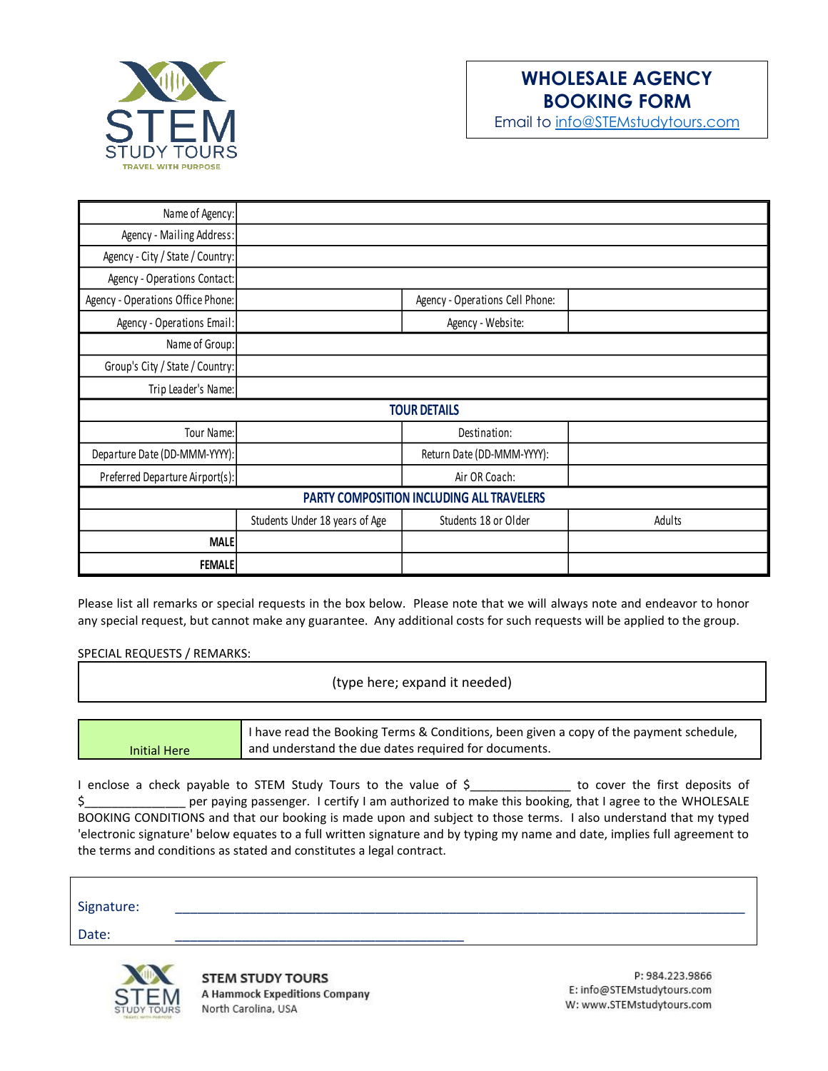# WHOLESALE AGENCY BOOKING FORM

Email to info@STEMstudytours.com

| | | | |
|---|---|---|---|
| Name of Agency: | | | |
| Agency - Mailing Address: | | | |
| Agency - City / State / Country: | | | |
| Agency - Operations Contact: | | | |
| Agency - Operations Office Phone: | | Agency - Operations Cell Phone: | |
| Agency - Operations Email: | | Agency - Website: | |
| Name of Group: | | | |
| Group's City / State / Country: | | | |
| Trip Leader's Name: | | | |
| **TOUR DETAILS** | | | |
| Tour Name: | | Destination: | |
| Departure Date (DD-MMM-YYYY): | | Return Date (DD-MMM-YYYY): | |
| Preferred Departure Airport(s): | | Air OR Coach: | |
| **PARTY COMPOSITION INCLUDING ALL TRAVELERS** | | | |
| | Students Under 18 years of Age | Students 18 or Older | Adults |
| **MALE** | | | |
| **FEMALE** | | | |

Please list all remarks or special requests in the box below. Please note that we will always note and endeavor to honor any special request, but cannot make any guarantee. Any additional costs for such requests will be applied to the group.

SPECIAL REQUESTS / REMARKS:

(type here; expand it needed)

| Initial Here | I have read the Booking Terms & Conditions, been given a copy of the payment schedule, and understand the due dates required for documents. |
|---|---|

I enclose a check payable to STEM Study Tours to the value of $______________ to cover the first deposits of $______________ per paying passenger. I certify I am authorized to make this booking, that I agree to the WHOLESALE BOOKING CONDITIONS and that our booking is made upon and subject to those terms. I also understand that my typed 'electronic signature' below equates to a full written signature and by typing my name and date, implies full agreement to the terms and conditions as stated and constitutes a legal contract.

Signature: ________________________________________________

Date: ________________________________

**STEM STUDY TOURS**
**A Hammock Expeditions Company**
North Carolina, USA

P: 984.223.9866
E: info@STEMstudytours.com
W: www.STEMstudytours.com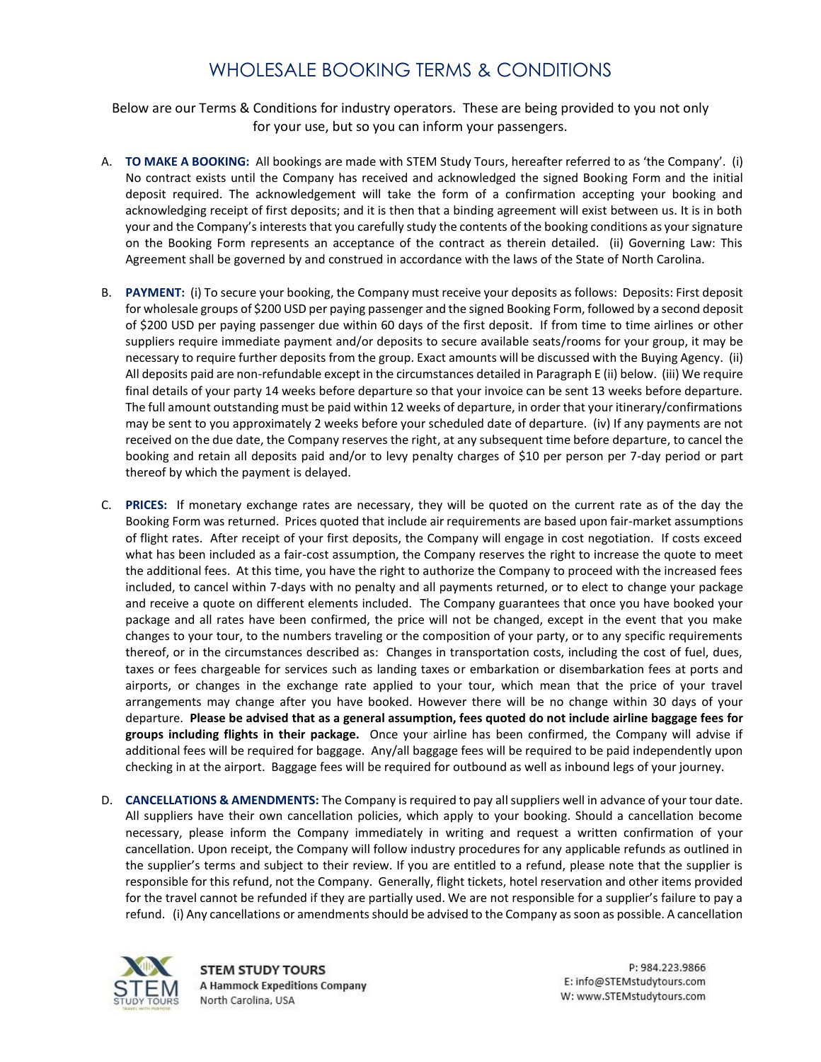# WHOLESALE BOOKING TERMS & CONDITIONS

Below are our Terms & Conditions for industry operators. These are being provided to you not only for your use, but so you can inform your passengers.

A. **TO MAKE A BOOKING:** All bookings are made with STEM Study Tours, hereafter referred to as 'the Company'. (i) No contract exists until the Company has received and acknowledged the signed Booking Form and the initial deposit required. The acknowledgement will take the form of a confirmation accepting your booking and acknowledging receipt of first deposits; and it is then that a binding agreement will exist between us. It is in both your and the Company's interests that you carefully study the contents of the booking conditions as your signature on the Booking Form represents an acceptance of the contract as therein detailed. (ii) Governing Law: This Agreement shall be governed by and construed in accordance with the laws of the State of North Carolina.

B. **PAYMENT:** (i) To secure your booking, the Company must receive your deposits as follows: Deposits: First deposit for wholesale groups of $200 USD per paying passenger and the signed Booking Form, followed by a second deposit of $200 USD per paying passenger due within 60 days of the first deposit. If from time to time airlines or other suppliers require immediate payment and/or deposits to secure available seats/rooms for your group, it may be necessary to require further deposits from the group. Exact amounts will be discussed with the Buying Agency. (ii) All deposits paid are non-refundable except in the circumstances detailed in Paragraph E (ii) below. (iii) We require final details of your party 14 weeks before departure so that your invoice can be sent 13 weeks before departure. The full amount outstanding must be paid within 12 weeks of departure, in order that your itinerary/confirmations may be sent to you approximately 2 weeks before your scheduled date of departure. (iv) If any payments are not received on the due date, the Company reserves the right, at any subsequent time before departure, to cancel the booking and retain all deposits paid and/or to levy penalty charges of $10 per person per 7-day period or part thereof by which the payment is delayed.

C. **PRICES:** If monetary exchange rates are necessary, they will be quoted on the current rate as of the day the Booking Form was returned. Prices quoted that include air requirements are based upon fair-market assumptions of flight rates. After receipt of your first deposits, the Company will engage in cost negotiation. If costs exceed what has been included as a fair-cost assumption, the Company reserves the right to increase the quote to meet the additional fees. At this time, you have the right to authorize the Company to proceed with the increased fees included, to cancel within 7-days with no penalty and all payments returned, or to elect to change your package and receive a quote on different elements included. The Company guarantees that once you have booked your package and all rates have been confirmed, the price will not be changed, except in the event that you make changes to your tour, to the numbers traveling or the composition of your party, or to any specific requirements thereof, or in the circumstances described as: Changes in transportation costs, including the cost of fuel, dues, taxes or fees chargeable for services such as landing taxes or embarkation or disembarkation fees at ports and airports, or changes in the exchange rate applied to your tour, which mean that the price of your travel arrangements may change after you have booked. However there will be no change within 30 days of your departure. **Please be advised that as a general assumption, fees quoted do not include airline baggage fees for groups including flights in their package.** Once your airline has been confirmed, the Company will advise if additional fees will be required for baggage. Any/all baggage fees will be required to be paid independently upon checking in at the airport. Baggage fees will be required for outbound as well as inbound legs of your journey.

D. **CANCELLATIONS & AMENDMENTS:** The Company is required to pay all suppliers well in advance of your tour date. All suppliers have their own cancellation policies, which apply to your booking. Should a cancellation become necessary, please inform the Company immediately in writing and request a written confirmation of your cancellation. Upon receipt, the Company will follow industry procedures for any applicable refunds as outlined in the supplier's terms and subject to their review. If you are entitled to a refund, please note that the supplier is responsible for this refund, not the Company. Generally, flight tickets, hotel reservation and other items provided for the travel cannot be refunded if they are partially used. We are not responsible for a supplier's failure to pay a refund. (i) Any cancellations or amendments should be advised to the Company as soon as possible. A cancellation

STEM STUDY TOURS
A Hammock Expeditions Company
North Carolina, USA

P: 984.223.9866
E: info@STEMstudytours.com
W: www.STEMstudytours.com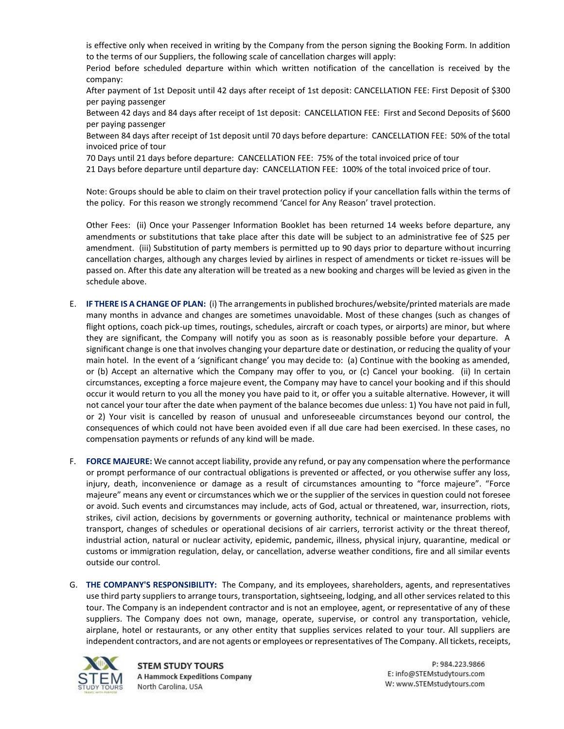is effective only when received in writing by the Company from the person signing the Booking Form. In addition to the terms of our Suppliers, the following scale of cancellation charges will apply:

Period before scheduled departure within which written notification of the cancellation is received by the company:

After payment of 1st Deposit until 42 days after receipt of 1st deposit: CANCELLATION FEE: First Deposit of $300 per paying passenger

Between 42 days and 84 days after receipt of 1st deposit: CANCELLATION FEE: First and Second Deposits of $600 per paying passenger

Between 84 days after receipt of 1st deposit until 70 days before departure: CANCELLATION FEE: 50% of the total invoiced price of tour

70 Days until 21 days before departure: CANCELLATION FEE: 75% of the total invoiced price of tour

21 Days before departure until departure day: CANCELLATION FEE: 100% of the total invoiced price of tour.

Note: Groups should be able to claim on their travel protection policy if your cancellation falls within the terms of the policy. For this reason we strongly recommend 'Cancel for Any Reason' travel protection.

Other Fees: (ii) Once your Passenger Information Booklet has been returned 14 weeks before departure, any amendments or substitutions that take place after this date will be subject to an administrative fee of $25 per amendment. (iii) Substitution of party members is permitted up to 90 days prior to departure without incurring cancellation charges, although any charges levied by airlines in respect of amendments or ticket re-issues will be passed on. After this date any alteration will be treated as a new booking and charges will be levied as given in the schedule above.

E. **IF THERE IS A CHANGE OF PLAN:** (i) The arrangements in published brochures/website/printed materials are made many months in advance and changes are sometimes unavoidable. Most of these changes (such as changes of flight options, coach pick-up times, routings, schedules, aircraft or coach types, or airports) are minor, but where they are significant, the Company will notify you as soon as is reasonably possible before your departure. A significant change is one that involves changing your departure date or destination, or reducing the quality of your main hotel. In the event of a 'significant change' you may decide to: (a) Continue with the booking as amended, or (b) Accept an alternative which the Company may offer to you, or (c) Cancel your booking. (ii) In certain circumstances, excepting a force majeure event, the Company may have to cancel your booking and if this should occur it would return to you all the money you have paid to it, or offer you a suitable alternative. However, it will not cancel your tour after the date when payment of the balance becomes due unless: 1) You have not paid in full, or 2) Your visit is cancelled by reason of unusual and unforeseeable circumstances beyond our control, the consequences of which could not have been avoided even if all due care had been exercised. In these cases, no compensation payments or refunds of any kind will be made.

F. **FORCE MAJEURE:** We cannot accept liability, provide any refund, or pay any compensation where the performance or prompt performance of our contractual obligations is prevented or affected, or you otherwise suffer any loss, injury, death, inconvenience or damage as a result of circumstances amounting to "force majeure". "Force majeure" means any event or circumstances which we or the supplier of the services in question could not foresee or avoid. Such events and circumstances may include, acts of God, actual or threatened, war, insurrection, riots, strikes, civil action, decisions by governments or governing authority, technical or maintenance problems with transport, changes of schedules or operational decisions of air carriers, terrorist activity or the threat thereof, industrial action, natural or nuclear activity, epidemic, pandemic, illness, physical injury, quarantine, medical or customs or immigration regulation, delay, or cancellation, adverse weather conditions, fire and all similar events outside our control.

G. **THE COMPANY'S RESPONSIBILITY:** The Company, and its employees, shareholders, agents, and representatives use third party suppliers to arrange tours, transportation, sightseeing, lodging, and all other services related to this tour. The Company is an independent contractor and is not an employee, agent, or representative of any of these suppliers. The Company does not own, manage, operate, supervise, or control any transportation, vehicle, airplane, hotel or restaurants, or any other entity that supplies services related to your tour. All suppliers are independent contractors, and are not agents or employees or representatives of The Company. All tickets, receipts,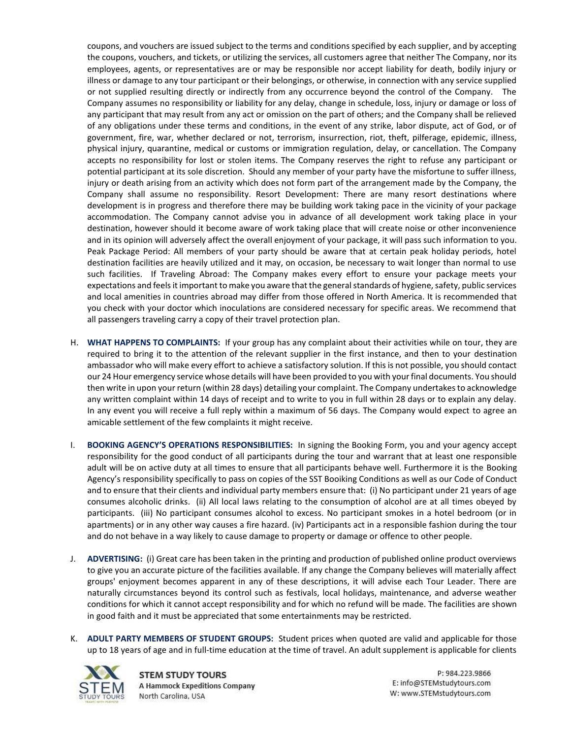coupons, and vouchers are issued subject to the terms and conditions specified by each supplier, and by accepting the coupons, vouchers, and tickets, or utilizing the services, all customers agree that neither The Company, nor its employees, agents, or representatives are or may be responsible nor accept liability for death, bodily injury or illness or damage to any tour participant or their belongings, or otherwise, in connection with any service supplied or not supplied resulting directly or indirectly from any occurrence beyond the control of the Company. The Company assumes no responsibility or liability for any delay, change in schedule, loss, injury or damage or loss of any participant that may result from any act or omission on the part of others; and the Company shall be relieved of any obligations under these terms and conditions, in the event of any strike, labor dispute, act of God, or of government, fire, war, whether declared or not, terrorism, insurrection, riot, theft, pilferage, epidemic, illness, physical injury, quarantine, medical or customs or immigration regulation, delay, or cancellation. The Company accepts no responsibility for lost or stolen items. The Company reserves the right to refuse any participant or potential participant at its sole discretion. Should any member of your party have the misfortune to suffer illness, injury or death arising from an activity which does not form part of the arrangement made by the Company, the Company shall assume no responsibility. Resort Development: There are many resort destinations where development is in progress and therefore there may be building work taking pace in the vicinity of your package accommodation. The Company cannot advise you in advance of all development work taking place in your destination, however should it become aware of work taking place that will create noise or other inconvenience and in its opinion will adversely affect the overall enjoyment of your package, it will pass such information to you. Peak Package Period: All members of your party should be aware that at certain peak holiday periods, hotel destination facilities are heavily utilized and it may, on occasion, be necessary to wait longer than normal to use such facilities. If Traveling Abroad: The Company makes every effort to ensure your package meets your expectations and feels it important to make you aware that the general standards of hygiene, safety, public services and local amenities in countries abroad may differ from those offered in North America. It is recommended that you check with your doctor which inoculations are considered necessary for specific areas. We recommend that all passengers traveling carry a copy of their travel protection plan.

H. **WHAT HAPPENS TO COMPLAINTS:** If your group has any complaint about their activities while on tour, they are required to bring it to the attention of the relevant supplier in the first instance, and then to your destination ambassador who will make every effort to achieve a satisfactory solution. If this is not possible, you should contact our 24 Hour emergency service whose details will have been provided to you with your final documents. You should then write in upon your return (within 28 days) detailing your complaint. The Company undertakes to acknowledge any written complaint within 14 days of receipt and to write to you in full within 28 days or to explain any delay. In any event you will receive a full reply within a maximum of 56 days. The Company would expect to agree an amicable settlement of the few complaints it might receive.

I. **BOOKING AGENCY'S OPERATIONS RESPONSIBILITIES:** In signing the Booking Form, you and your agency accept responsibility for the good conduct of all participants during the tour and warrant that at least one responsible adult will be on active duty at all times to ensure that all participants behave well. Furthermore it is the Booking Agency's responsibility specifically to pass on copies of the SST Booiking Conditions as well as our Code of Conduct and to ensure that their clients and individual party members ensure that: (i) No participant under 21 years of age consumes alcoholic drinks. (ii) All local laws relating to the consumption of alcohol are at all times obeyed by participants. (iii) No participant consumes alcohol to excess. No participant smokes in a hotel bedroom (or in apartments) or in any other way causes a fire hazard. (iv) Participants act in a responsible fashion during the tour and do not behave in a way likely to cause damage to property or damage or offence to other people.

J. **ADVERTISING:** (i) Great care has been taken in the printing and production of published online product overviews to give you an accurate picture of the facilities available. If any change the Company believes will materially affect groups' enjoyment becomes apparent in any of these descriptions, it will advise each Tour Leader. There are naturally circumstances beyond its control such as festivals, local holidays, maintenance, and adverse weather conditions for which it cannot accept responsibility and for which no refund will be made. The facilities are shown in good faith and it must be appreciated that some entertainments may be restricted.

K. **ADULT PARTY MEMBERS OF STUDENT GROUPS:** Student prices when quoted are valid and applicable for those up to 18 years of age and in full-time education at the time of travel. An adult supplement is applicable for clients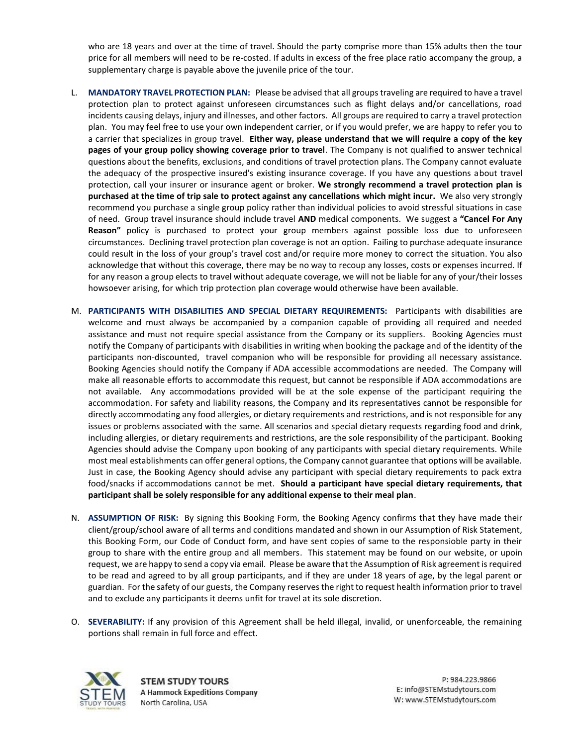who are 18 years and over at the time of travel. Should the party comprise more than 15% adults then the tour price for all members will need to be re-costed. If adults in excess of the free place ratio accompany the group, a supplementary charge is payable above the juvenile price of the tour.

L. **MANDATORY TRAVEL PROTECTION PLAN:** Please be advised that all groups traveling are required to have a travel protection plan to protect against unforeseen circumstances such as flight delays and/or cancellations, road incidents causing delays, injury and illnesses, and other factors. All groups are required to carry a travel protection plan. You may feel free to use your own independent carrier, or if you would prefer, we are happy to refer you to a carrier that specializes in group travel. **Either way, please understand that we will require a copy of the key pages of your group policy showing coverage prior to travel**. The Company is not qualified to answer technical questions about the benefits, exclusions, and conditions of travel protection plans. The Company cannot evaluate the adequacy of the prospective insured's existing insurance coverage. If you have any questions about travel protection, call your insurer or insurance agent or broker. **We strongly recommend a travel protection plan is purchased at the time of trip sale to protect against any cancellations which might incur.** We also very strongly recommend you purchase a single group policy rather than individual policies to avoid stressful situations in case of need. Group travel insurance should include travel **AND** medical components. We suggest a **"Cancel For Any Reason"** policy is purchased to protect your group members against possible loss due to unforeseen circumstances. Declining travel protection plan coverage is not an option. Failing to purchase adequate insurance could result in the loss of your group's travel cost and/or require more money to correct the situation. You also acknowledge that without this coverage, there may be no way to recoup any losses, costs or expenses incurred. If for any reason a group elects to travel without adequate coverage, we will not be liable for any of your/their losses howsoever arising, for which trip protection plan coverage would otherwise have been available.

M. **PARTICIPANTS WITH DISABILITIES AND SPECIAL DIETARY REQUIREMENTS:** Participants with disabilities are welcome and must always be accompanied by a companion capable of providing all required and needed assistance and must not require special assistance from the Company or its suppliers. Booking Agencies must notify the Company of participants with disabilities in writing when booking the package and of the identity of the participants non-discounted, travel companion who will be responsible for providing all necessary assistance. Booking Agencies should notify the Company if ADA accessible accommodations are needed. The Company will make all reasonable efforts to accommodate this request, but cannot be responsible if ADA accommodations are not available. Any accommodations provided will be at the sole expense of the participant requiring the accommodation. For safety and liability reasons, the Company and its representatives cannot be responsible for directly accommodating any food allergies, or dietary requirements and restrictions, and is not responsible for any issues or problems associated with the same. All scenarios and special dietary requests regarding food and drink, including allergies, or dietary requirements and restrictions, are the sole responsibility of the participant. Booking Agencies should advise the Company upon booking of any participants with special dietary requirements. While most meal establishments can offer general options, the Company cannot guarantee that options will be available. Just in case, the Booking Agency should advise any participant with special dietary requirements to pack extra food/snacks if accommodations cannot be met. **Should a participant have special dietary requirements, that participant shall be solely responsible for any additional expense to their meal plan**.

N. **ASSUMPTION OF RISK:** By signing this Booking Form, the Booking Agency confirms that they have made their client/group/school aware of all terms and conditions mandated and shown in our Assumption of Risk Statement, this Booking Form, our Code of Conduct form, and have sent copies of same to the responsioble party in their group to share with the entire group and all members. This statement may be found on our website, or upoin request, we are happy to send a copy via email. Please be aware that the Assumption of Risk agreement is required to be read and agreed to by all group participants, and if they are under 18 years of age, by the legal parent or guardian. For the safety of our guests, the Company reserves the right to request health information prior to travel and to exclude any participants it deems unfit for travel at its sole discretion.

O. **SEVERABILITY:** If any provision of this Agreement shall be held illegal, invalid, or unenforceable, the remaining portions shall remain in full force and effect.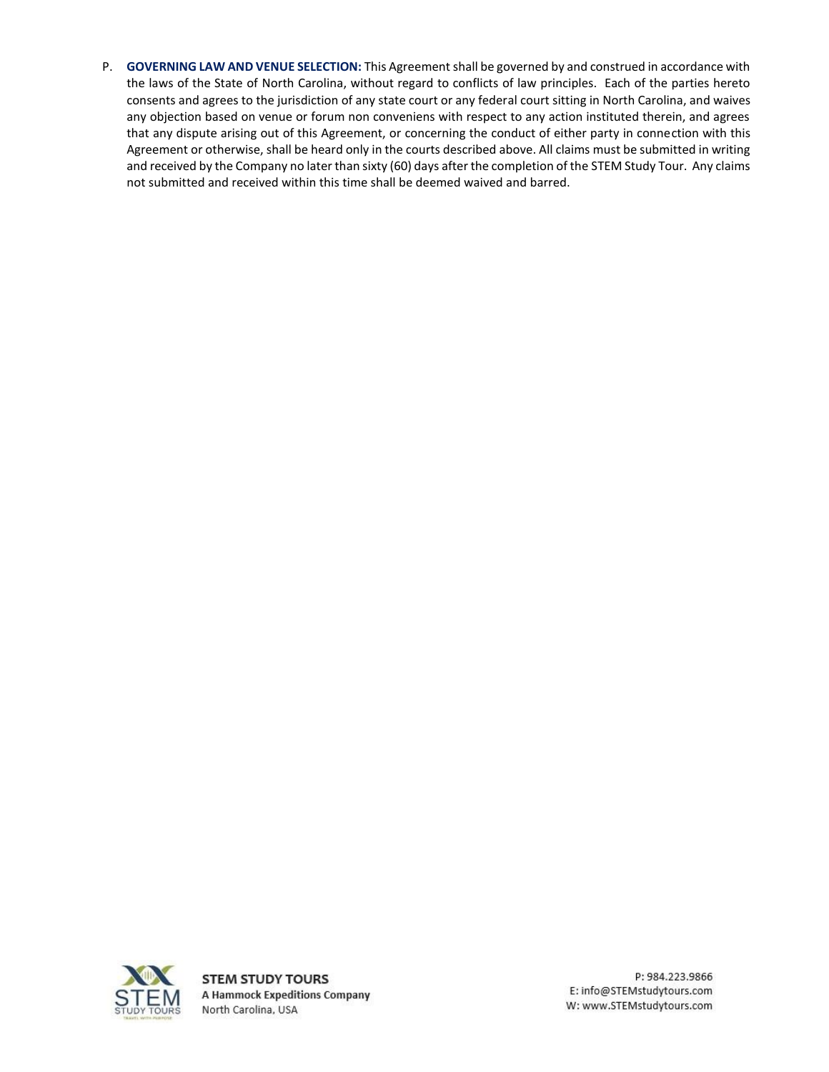P. **GOVERNING LAW AND VENUE SELECTION:** This Agreement shall be governed by and construed in accordance with the laws of the State of North Carolina, without regard to conflicts of law principles. Each of the parties hereto consents and agrees to the jurisdiction of any state court or any federal court sitting in North Carolina, and waives any objection based on venue or forum non conveniens with respect to any action instituted therein, and agrees that any dispute arising out of this Agreement, or concerning the conduct of either party in connection with this Agreement or otherwise, shall be heard only in the courts described above. All claims must be submitted in writing and received by the Company no later than sixty (60) days after the completion of the STEM Study Tour. Any claims not submitted and received within this time shall be deemed waived and barred.